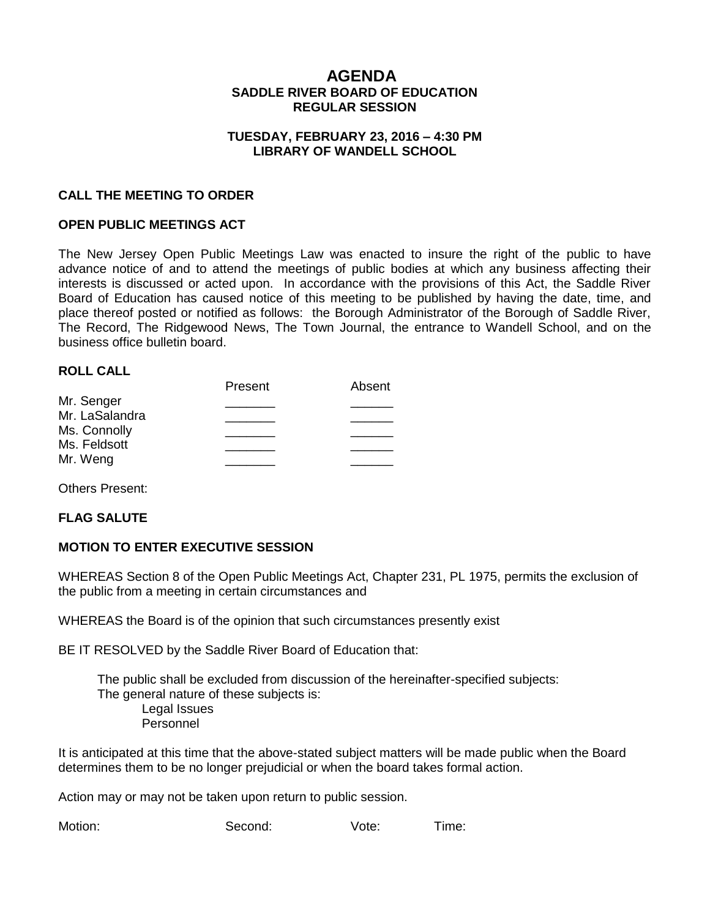# AGENDA

## SADDLE RIVER BOARD OF EDUCATION
## REGULAR SESSION

### TUESDAY, FEBRUARY 23, 2016 – 4:30 PM
### LIBRARY OF WANDELL SCHOOL

**CALL THE MEETING TO ORDER**

**OPEN PUBLIC MEETINGS ACT**

The New Jersey Open Public Meetings Law was enacted to insure the right of the public to have advance notice of and to attend the meetings of public bodies at which any business affecting their interests is discussed or acted upon. In accordance with the provisions of this Act, the Saddle River Board of Education has caused notice of this meeting to be published by having the date, time, and place thereof posted or notified as follows: the Borough Administrator of the Borough of Saddle River, The Record, The Ridgewood News, The Town Journal, the entrance to Wandell School, and on the business office bulletin board.

**ROLL CALL**

| | Present | Absent |
|---|---|---|
| Mr. Senger | _______ | ______ |
| Mr. LaSalandra | _______ | ______ |
| Ms. Connolly | _______ | ______ |
| Ms. Feldsott | _______ | ______ |
| Mr. Weng | _______ | ______ |

Others Present:

**FLAG SALUTE**

**MOTION TO ENTER EXECUTIVE SESSION**

WHEREAS Section 8 of the Open Public Meetings Act, Chapter 231, PL 1975, permits the exclusion of the public from a meeting in certain circumstances and

WHEREAS the Board is of the opinion that such circumstances presently exist

BE IT RESOLVED by the Saddle River Board of Education that:

The public shall be excluded from discussion of the hereinafter-specified subjects:
The general nature of these subjects is:
- Legal Issues
- Personnel

It is anticipated at this time that the above-stated subject matters will be made public when the Board determines them to be no longer prejudicial or when the board takes formal action.

Action may or may not be taken upon return to public session.

Motion: Second: Vote: Time: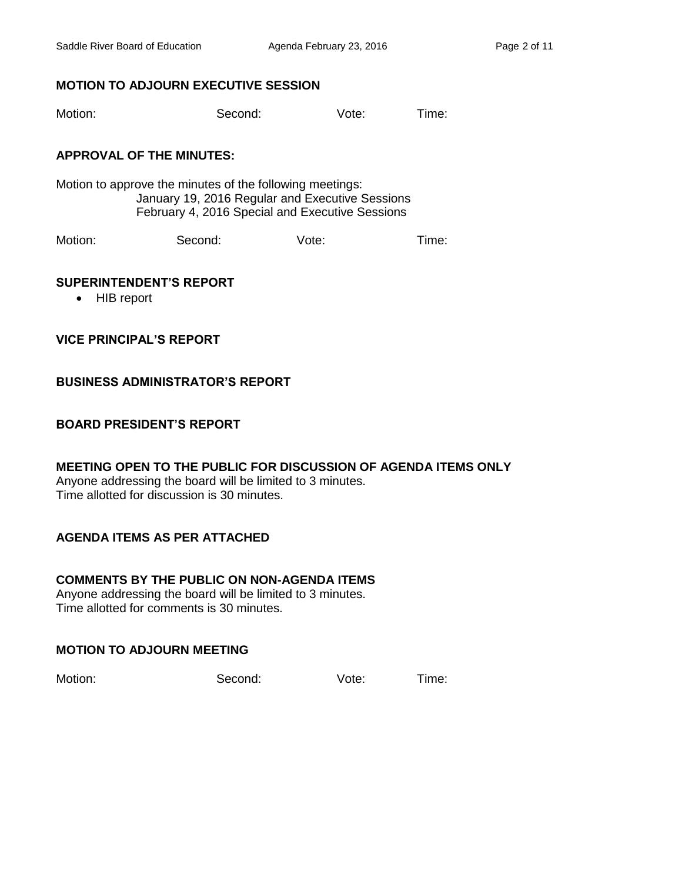**MOTION TO ADJOURN EXECUTIVE SESSION**

Motion: Second: Vote: Time:

**APPROVAL OF THE MINUTES:**

Motion to approve the minutes of the following meetings:
January 19, 2016 Regular and Executive Sessions
February 4, 2016 Special and Executive Sessions

Motion: Second: Vote: Time:

**SUPERINTENDENT'S REPORT**

- HIB report

**VICE PRINCIPAL'S REPORT**

**BUSINESS ADMINISTRATOR'S REPORT**

**BOARD PRESIDENT'S REPORT**

**MEETING OPEN TO THE PUBLIC FOR DISCUSSION OF AGENDA ITEMS ONLY**

Anyone addressing the board will be limited to 3 minutes.
Time allotted for discussion is 30 minutes.

**AGENDA ITEMS AS PER ATTACHED**

**COMMENTS BY THE PUBLIC ON NON-AGENDA ITEMS**

Anyone addressing the board will be limited to 3 minutes.
Time allotted for comments is 30 minutes.

**MOTION TO ADJOURN MEETING**

Motion: Second: Vote: Time: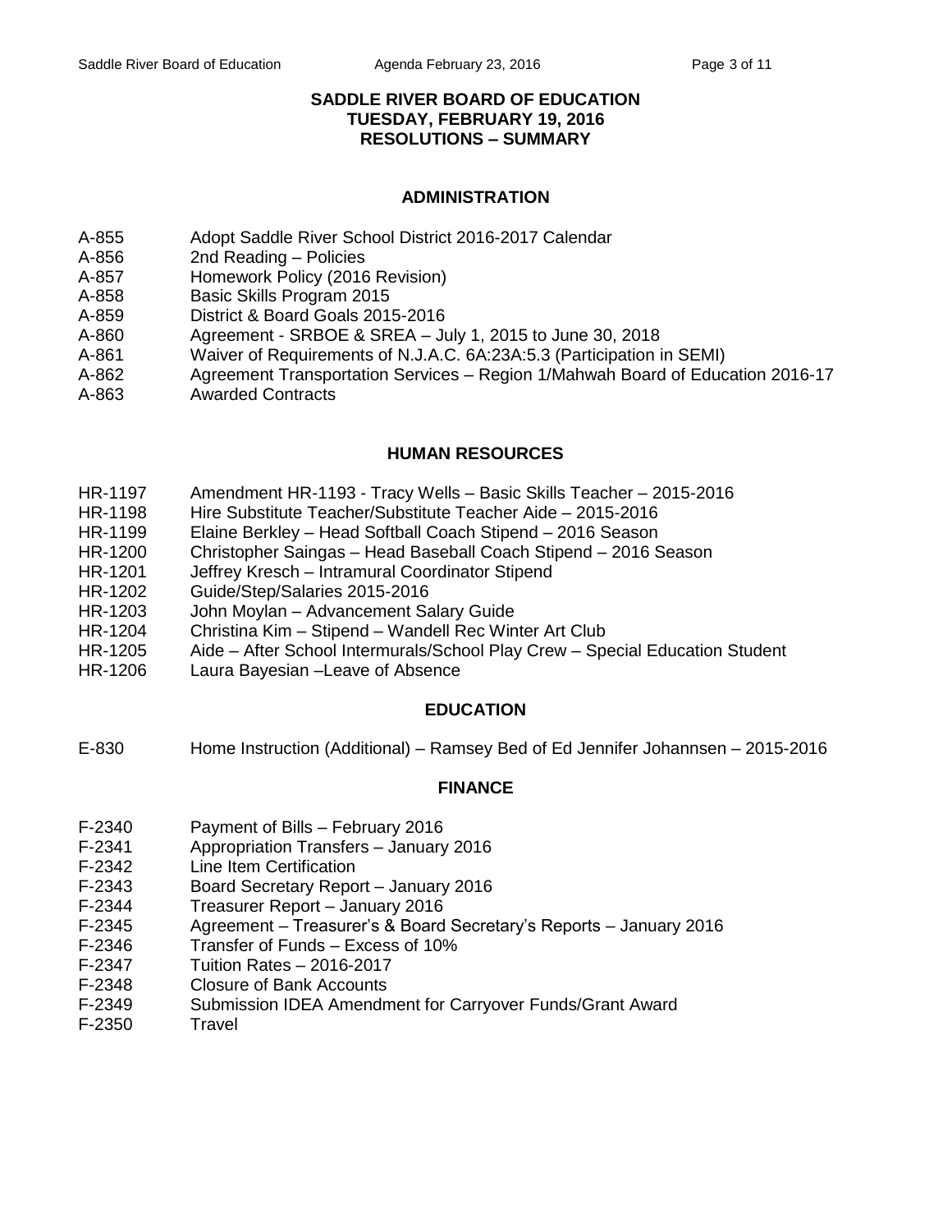**SADDLE RIVER BOARD OF EDUCATION**
**TUESDAY, FEBRUARY 19, 2016**
**RESOLUTIONS – SUMMARY**

## ADMINISTRATION

| | |
|---|---|
| A-855 | Adopt Saddle River School District 2016-2017 Calendar |
| A-856 | 2nd Reading – Policies |
| A-857 | Homework Policy (2016 Revision) |
| A-858 | Basic Skills Program 2015 |
| A-859 | District & Board Goals 2015-2016 |
| A-860 | Agreement - SRBOE & SREA – July 1, 2015 to June 30, 2018 |
| A-861 | Waiver of Requirements of N.J.A.C. 6A:23A:5.3 (Participation in SEMI) |
| A-862 | Agreement Transportation Services – Region 1/Mahwah Board of Education 2016-17 |
| A-863 | Awarded Contracts |

## HUMAN RESOURCES

| | |
|---|---|
| HR-1197 | Amendment HR-1193 - Tracy Wells – Basic Skills Teacher – 2015-2016 |
| HR-1198 | Hire Substitute Teacher/Substitute Teacher Aide – 2015-2016 |
| HR-1199 | Elaine Berkley – Head Softball Coach Stipend – 2016 Season |
| HR-1200 | Christopher Saingas – Head Baseball Coach Stipend – 2016 Season |
| HR-1201 | Jeffrey Kresch – Intramural Coordinator Stipend |
| HR-1202 | Guide/Step/Salaries 2015-2016 |
| HR-1203 | John Moylan – Advancement Salary Guide |
| HR-1204 | Christina Kim – Stipend – Wandell Rec Winter Art Club |
| HR-1205 | Aide – After School Intermurals/School Play Crew – Special Education Student |
| HR-1206 | Laura Bayesian –Leave of Absence |

## EDUCATION

| | |
|---|---|
| E-830 | Home Instruction (Additional) – Ramsey Bed of Ed Jennifer Johannsen – 2015-2016 |

## FINANCE

| | |
|---|---|
| F-2340 | Payment of Bills – February 2016 |
| F-2341 | Appropriation Transfers – January 2016 |
| F-2342 | Line Item Certification |
| F-2343 | Board Secretary Report – January 2016 |
| F-2344 | Treasurer Report – January 2016 |
| F-2345 | Agreement – Treasurer's & Board Secretary's Reports – January 2016 |
| F-2346 | Transfer of Funds – Excess of 10% |
| F-2347 | Tuition Rates – 2016-2017 |
| F-2348 | Closure of Bank Accounts |
| F-2349 | Submission IDEA Amendment for Carryover Funds/Grant Award |
| F-2350 | Travel |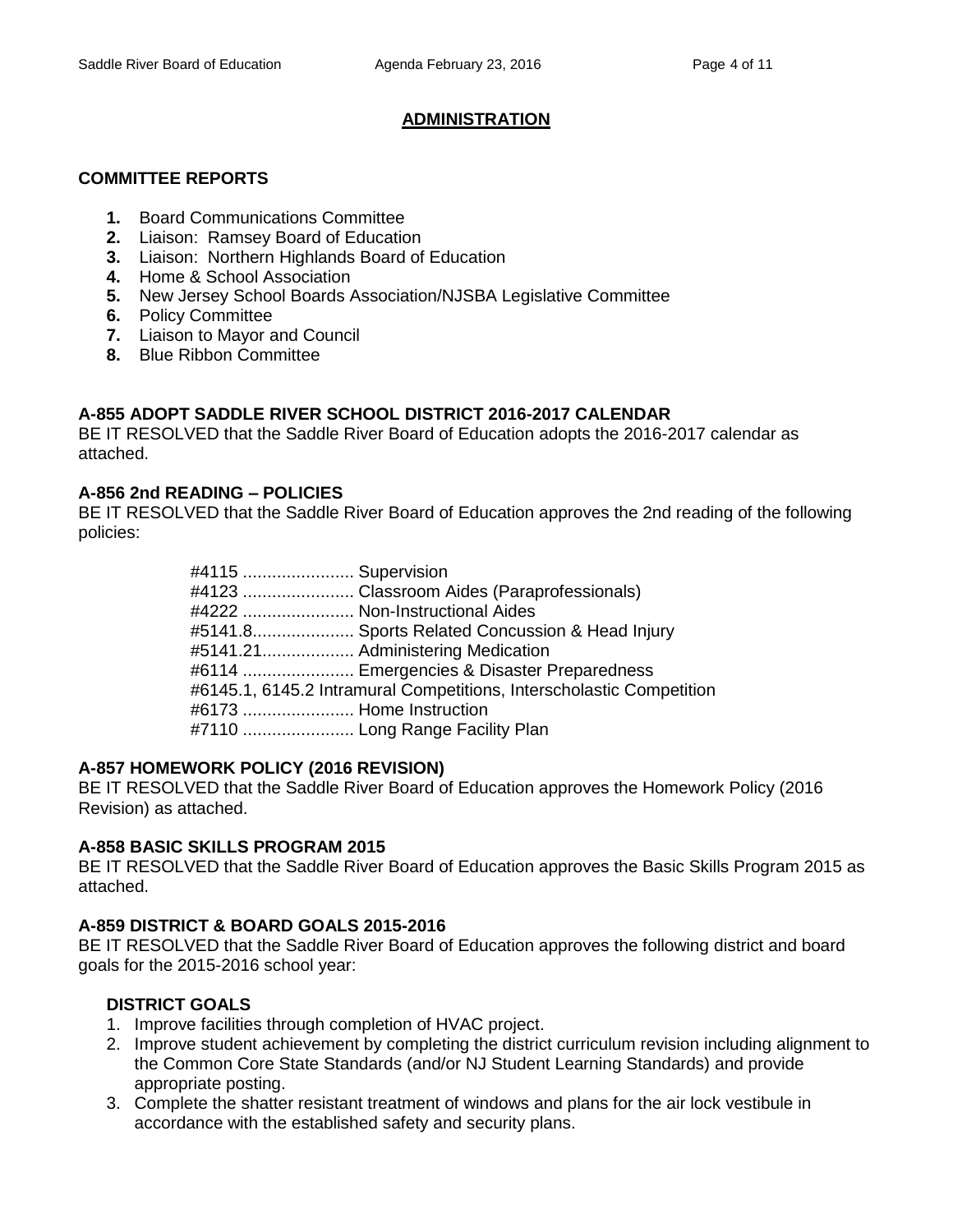## ADMINISTRATION

### COMMITTEE REPORTS

1. Board Communications Committee
2. Liaison: Ramsey Board of Education
3. Liaison: Northern Highlands Board of Education
4. Home & School Association
5. New Jersey School Boards Association/NJSBA Legislative Committee
6. Policy Committee
7. Liaison to Mayor and Council
8. Blue Ribbon Committee

### A-855 ADOPT SADDLE RIVER SCHOOL DISTRICT 2016-2017 CALENDAR

BE IT RESOLVED that the Saddle River Board of Education adopts the 2016-2017 calendar as attached.

### A-856 2nd READING – POLICIES

BE IT RESOLVED that the Saddle River Board of Education approves the 2nd reading of the following policies:

- #4115 ....................... Supervision
- #4123 ....................... Classroom Aides (Paraprofessionals)
- #4222 ....................... Non-Instructional Aides
- #5141.8..................... Sports Related Concussion & Head Injury
- #5141.21................... Administering Medication
- #6114 ....................... Emergencies & Disaster Preparedness
- #6145.1, 6145.2 Intramural Competitions, Interscholastic Competition
- #6173 ....................... Home Instruction
- #7110 ....................... Long Range Facility Plan

### A-857 HOMEWORK POLICY (2016 REVISION)

BE IT RESOLVED that the Saddle River Board of Education approves the Homework Policy (2016 Revision) as attached.

### A-858 BASIC SKILLS PROGRAM 2015

BE IT RESOLVED that the Saddle River Board of Education approves the Basic Skills Program 2015 as attached.

### A-859 DISTRICT & BOARD GOALS 2015-2016

BE IT RESOLVED that the Saddle River Board of Education approves the following district and board goals for the 2015-2016 school year:

**DISTRICT GOALS**

1. Improve facilities through completion of HVAC project.
2. Improve student achievement by completing the district curriculum revision including alignment to the Common Core State Standards (and/or NJ Student Learning Standards) and provide appropriate posting.
3. Complete the shatter resistant treatment of windows and plans for the air lock vestibule in accordance with the established safety and security plans.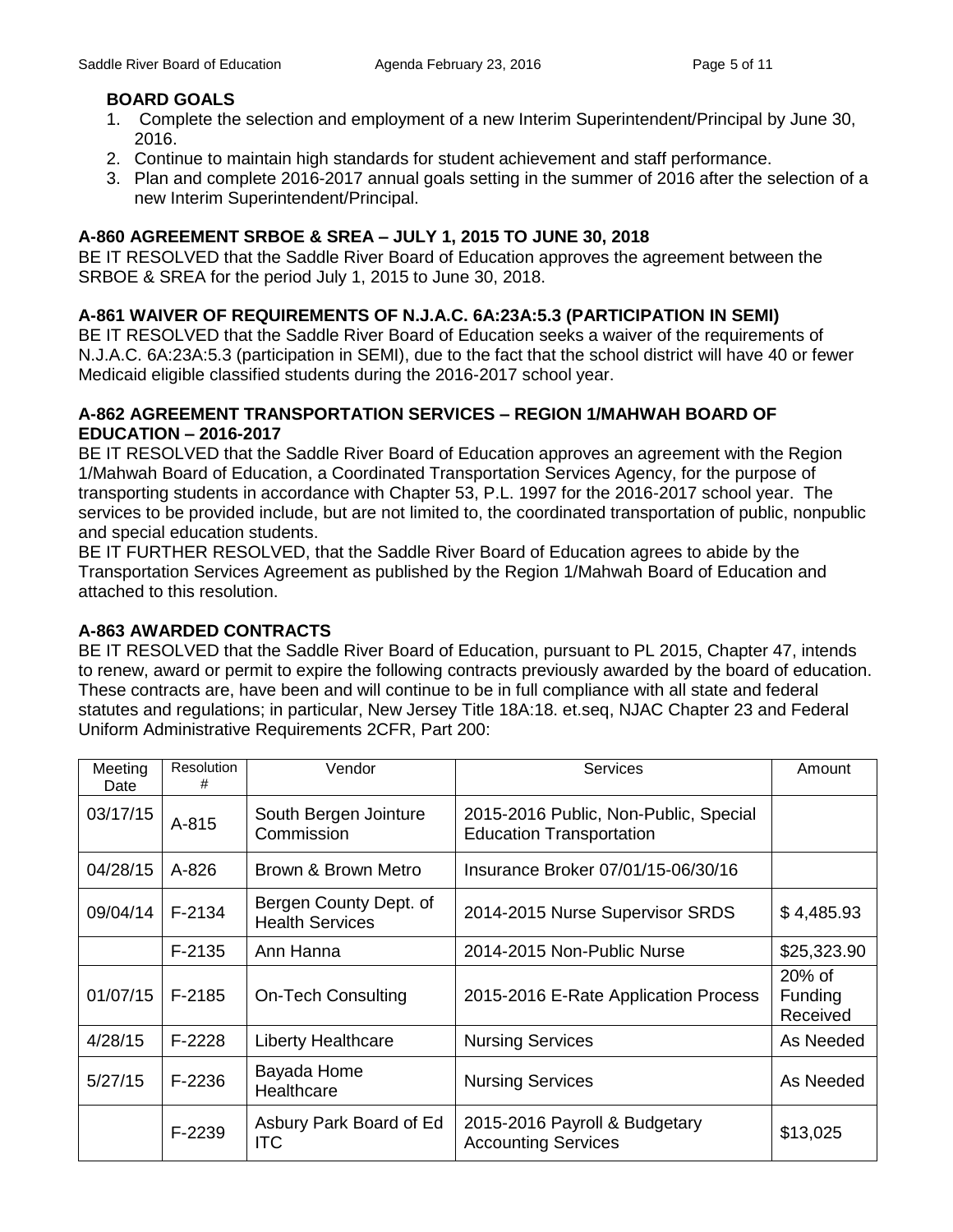## BOARD GOALS

1. Complete the selection and employment of a new Interim Superintendent/Principal by June 30, 2016.
2. Continue to maintain high standards for student achievement and staff performance.
3. Plan and complete 2016-2017 annual goals setting in the summer of 2016 after the selection of a new Interim Superintendent/Principal.

## A-860 AGREEMENT SRBOE & SREA – JULY 1, 2015 TO JUNE 30, 2018

BE IT RESOLVED that the Saddle River Board of Education approves the agreement between the SRBOE & SREA for the period July 1, 2015 to June 30, 2018.

## A-861 WAIVER OF REQUIREMENTS OF N.J.A.C. 6A:23A:5.3 (PARTICIPATION IN SEMI)

BE IT RESOLVED that the Saddle River Board of Education seeks a waiver of the requirements of N.J.A.C. 6A:23A:5.3 (participation in SEMI), due to the fact that the school district will have 40 or fewer Medicaid eligible classified students during the 2016-2017 school year.

## A-862 AGREEMENT TRANSPORTATION SERVICES – REGION 1/MAHWAH BOARD OF EDUCATION – 2016-2017

BE IT RESOLVED that the Saddle River Board of Education approves an agreement with the Region 1/Mahwah Board of Education, a Coordinated Transportation Services Agency, for the purpose of transporting students in accordance with Chapter 53, P.L. 1997 for the 2016-2017 school year. The services to be provided include, but are not limited to, the coordinated transportation of public, nonpublic and special education students.

BE IT FURTHER RESOLVED, that the Saddle River Board of Education agrees to abide by the Transportation Services Agreement as published by the Region 1/Mahwah Board of Education and attached to this resolution.

## A-863 AWARDED CONTRACTS

BE IT RESOLVED that the Saddle River Board of Education, pursuant to PL 2015, Chapter 47, intends to renew, award or permit to expire the following contracts previously awarded by the board of education. These contracts are, have been and will continue to be in full compliance with all state and federal statutes and regulations; in particular, New Jersey Title 18A:18. et.seq, NJAC Chapter 23 and Federal Uniform Administrative Requirements 2CFR, Part 200:

| Meeting Date | Resolution # | Vendor | Services | Amount |
|---|---|---|---|---|
| 03/17/15 | A-815 | South Bergen Jointure Commission | 2015-2016 Public, Non-Public, Special Education Transportation | |
| 04/28/15 | A-826 | Brown & Brown Metro | Insurance Broker 07/01/15-06/30/16 | |
| 09/04/14 | F-2134 | Bergen County Dept. of Health Services | 2014-2015 Nurse Supervisor SRDS | $ 4,485.93 |
| | F-2135 | Ann Hanna | 2014-2015 Non-Public Nurse | $25,323.90 |
| 01/07/15 | F-2185 | On-Tech Consulting | 2015-2016 E-Rate Application Process | 20% of Funding Received |
| 4/28/15 | F-2228 | Liberty Healthcare | Nursing Services | As Needed |
| 5/27/15 | F-2236 | Bayada Home Healthcare | Nursing Services | As Needed |
| | F-2239 | Asbury Park Board of Ed ITC | 2015-2016 Payroll & Budgetary Accounting Services | $13,025 |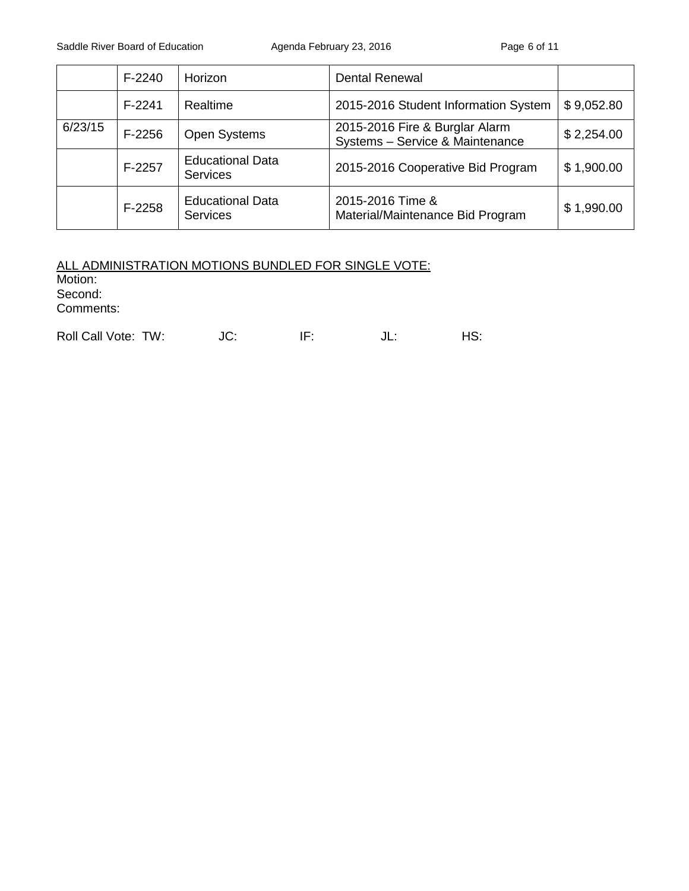| | | | | |
|---|---|---|---|---|
| | F-2240 | Horizon | Dental Renewal | |
| | F-2241 | Realtime | 2015-2016 Student Information System | $ 9,052.80 |
| 6/23/15 | F-2256 | Open Systems | 2015-2016 Fire & Burglar Alarm Systems – Service & Maintenance | $ 2,254.00 |
| | F-2257 | Educational Data Services | 2015-2016 Cooperative Bid Program | $ 1,900.00 |
| | F-2258 | Educational Data Services | 2015-2016 Time & Material/Maintenance Bid Program | $ 1,990.00 |

<u>ALL ADMINISTRATION MOTIONS BUNDLED FOR SINGLE VOTE:</u>
Motion:
Second:
Comments:

Roll Call Vote: TW: JC: IF: JL: HS: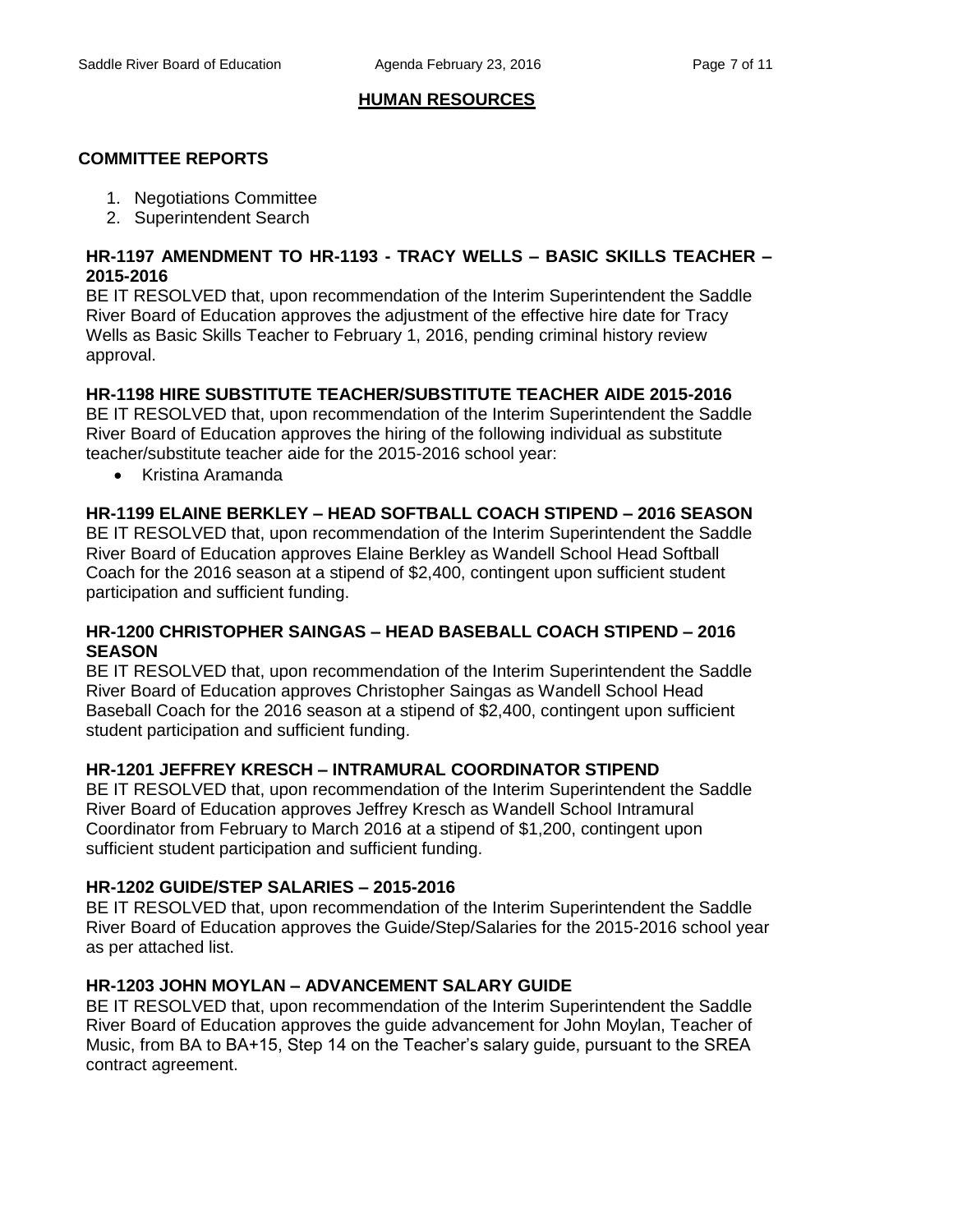## HUMAN RESOURCES

### COMMITTEE REPORTS

1. Negotiations Committee
2. Superintendent Search

**HR-1197 AMENDMENT TO HR-1193 - TRACY WELLS – BASIC SKILLS TEACHER – 2015-2016**

BE IT RESOLVED that, upon recommendation of the Interim Superintendent the Saddle River Board of Education approves the adjustment of the effective hire date for Tracy Wells as Basic Skills Teacher to February 1, 2016, pending criminal history review approval.

**HR-1198 HIRE SUBSTITUTE TEACHER/SUBSTITUTE TEACHER AIDE 2015-2016**

BE IT RESOLVED that, upon recommendation of the Interim Superintendent the Saddle River Board of Education approves the hiring of the following individual as substitute teacher/substitute teacher aide for the 2015-2016 school year:

- Kristina Aramanda

**HR-1199 ELAINE BERKLEY – HEAD SOFTBALL COACH STIPEND – 2016 SEASON**

BE IT RESOLVED that, upon recommendation of the Interim Superintendent the Saddle River Board of Education approves Elaine Berkley as Wandell School Head Softball Coach for the 2016 season at a stipend of $2,400, contingent upon sufficient student participation and sufficient funding.

**HR-1200 CHRISTOPHER SAINGAS – HEAD BASEBALL COACH STIPEND – 2016 SEASON**

BE IT RESOLVED that, upon recommendation of the Interim Superintendent the Saddle River Board of Education approves Christopher Saingas as Wandell School Head Baseball Coach for the 2016 season at a stipend of $2,400, contingent upon sufficient student participation and sufficient funding.

**HR-1201 JEFFREY KRESCH – INTRAMURAL COORDINATOR STIPEND**

BE IT RESOLVED that, upon recommendation of the Interim Superintendent the Saddle River Board of Education approves Jeffrey Kresch as Wandell School Intramural Coordinator from February to March 2016 at a stipend of $1,200, contingent upon sufficient student participation and sufficient funding.

**HR-1202 GUIDE/STEP SALARIES – 2015-2016**

BE IT RESOLVED that, upon recommendation of the Interim Superintendent the Saddle River Board of Education approves the Guide/Step/Salaries for the 2015-2016 school year as per attached list.

**HR-1203 JOHN MOYLAN – ADVANCEMENT SALARY GUIDE**

BE IT RESOLVED that, upon recommendation of the Interim Superintendent the Saddle River Board of Education approves the guide advancement for John Moylan, Teacher of Music, from BA to BA+15, Step 14 on the Teacher's salary guide, pursuant to the SREA contract agreement.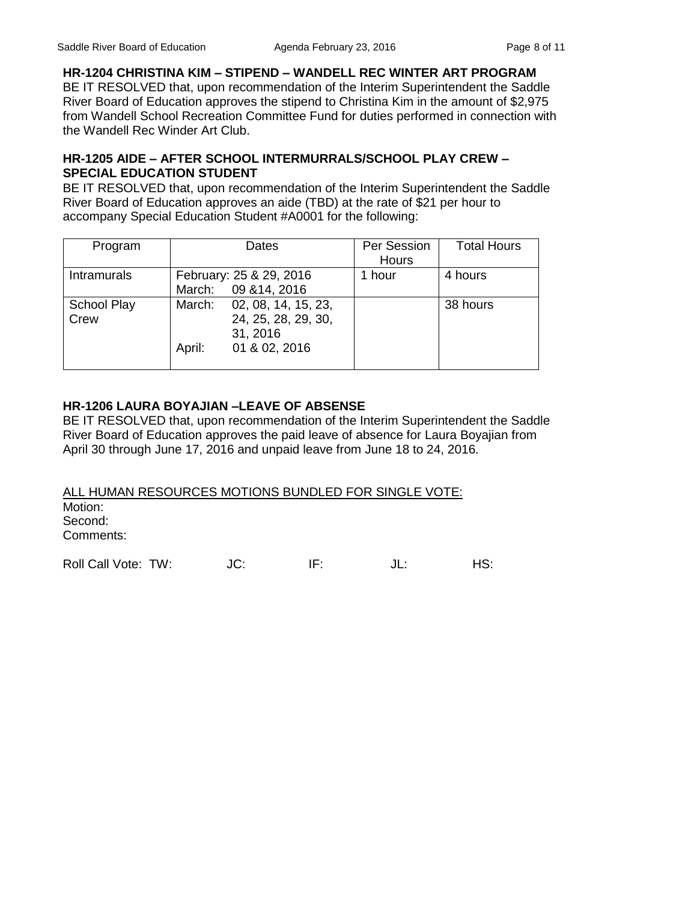**HR-1204 CHRISTINA KIM – STIPEND – WANDELL REC WINTER ART PROGRAM**

BE IT RESOLVED that, upon recommendation of the Interim Superintendent the Saddle River Board of Education approves the stipend to Christina Kim in the amount of $2,975 from Wandell School Recreation Committee Fund for duties performed in connection with the Wandell Rec Winder Art Club.

**HR-1205 AIDE – AFTER SCHOOL INTERMURRALS/SCHOOL PLAY CREW – SPECIAL EDUCATION STUDENT**

BE IT RESOLVED that, upon recommendation of the Interim Superintendent the Saddle River Board of Education approves an aide (TBD) at the rate of $21 per hour to accompany Special Education Student #A0001 for the following:

| Program | Dates | Per Session Hours | Total Hours |
|---|---|---|---|
| Intramurals | February: 25 & 29, 2016<br>March: 09 &14, 2016 | 1 hour | 4 hours |
| School Play Crew | March: 02, 08, 14, 15, 23, 24, 25, 28, 29, 30, 31, 2016<br>April: 01 & 02, 2016 | | 38 hours |

**HR-1206 LAURA BOYAJIAN –LEAVE OF ABSENSE**

BE IT RESOLVED that, upon recommendation of the Interim Superintendent the Saddle River Board of Education approves the paid leave of absence for Laura Boyajian from April 30 through June 17, 2016 and unpaid leave from June 18 to 24, 2016.

ALL HUMAN RESOURCES MOTIONS BUNDLED FOR SINGLE VOTE:

Motion:
Second:
Comments:

Roll Call Vote: TW: JC: IF: JL: HS: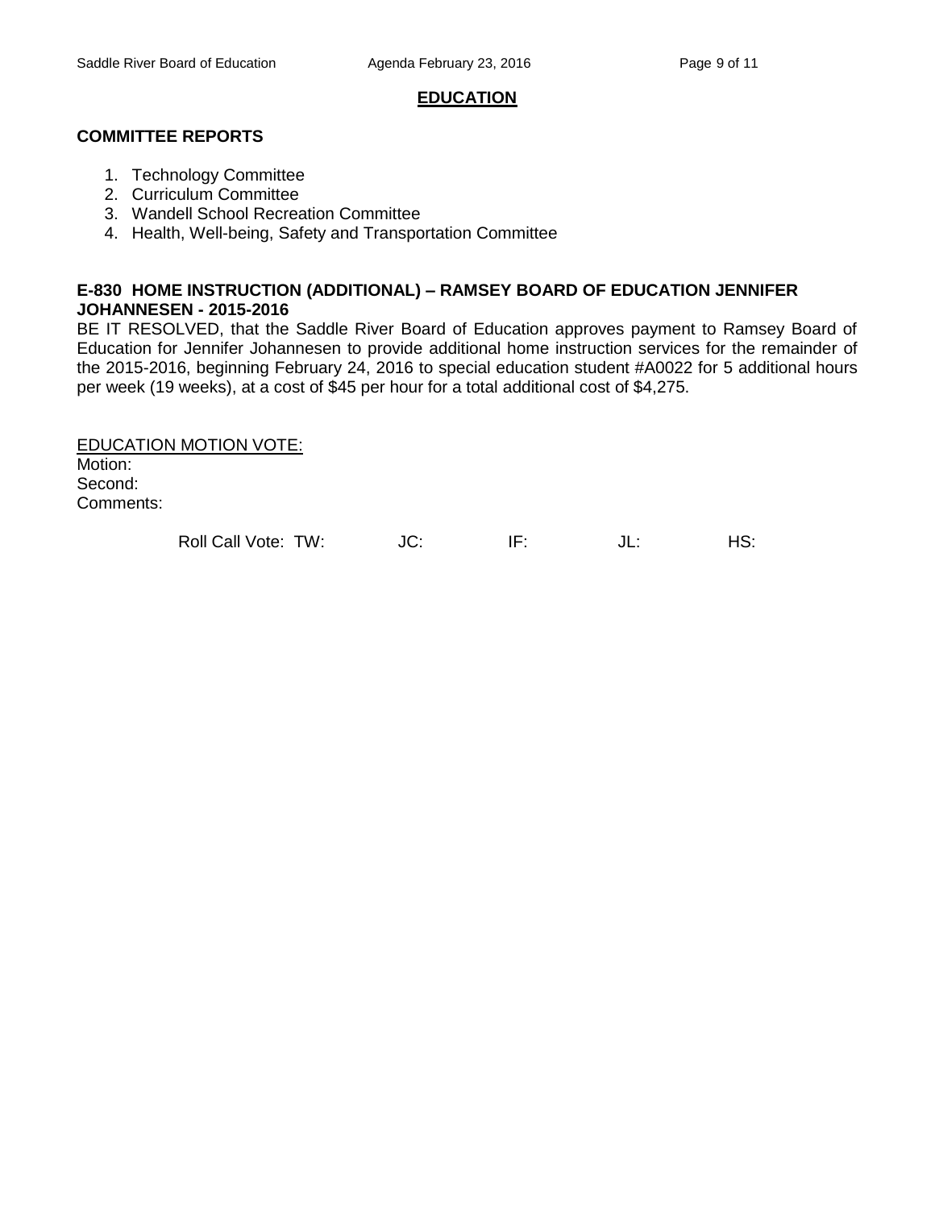## EDUCATION

### COMMITTEE REPORTS

1. Technology Committee
2. Curriculum Committee
3. Wandell School Recreation Committee
4. Health, Well-being, Safety and Transportation Committee

**E-830 HOME INSTRUCTION (ADDITIONAL) – RAMSEY BOARD OF EDUCATION JENNIFER JOHANNESEN - 2015-2016**

BE IT RESOLVED, that the Saddle River Board of Education approves payment to Ramsey Board of Education for Jennifer Johannesen to provide additional home instruction services for the remainder of the 2015-2016, beginning February 24, 2016 to special education student #A0022 for 5 additional hours per week (19 weeks), at a cost of $45 per hour for a total additional cost of $4,275.

<u>EDUCATION MOTION VOTE:</u>

Motion:
Second:
Comments:

Roll Call Vote: TW: JC: IF: JL: HS: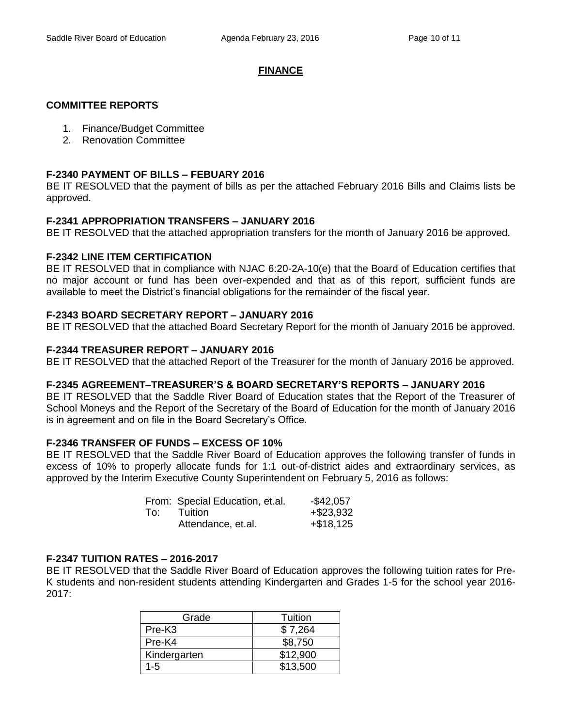## FINANCE

### COMMITTEE REPORTS

1. Finance/Budget Committee
2. Renovation Committee

### F-2340 PAYMENT OF BILLS – FEBUARY 2016

BE IT RESOLVED that the payment of bills as per the attached February 2016 Bills and Claims lists be approved.

### F-2341 APPROPRIATION TRANSFERS – JANUARY 2016

BE IT RESOLVED that the attached appropriation transfers for the month of January 2016 be approved.

### F-2342 LINE ITEM CERTIFICATION

BE IT RESOLVED that in compliance with NJAC 6:20-2A-10(e) that the Board of Education certifies that no major account or fund has been over-expended and that as of this report, sufficient funds are available to meet the District's financial obligations for the remainder of the fiscal year.

### F-2343 BOARD SECRETARY REPORT – JANUARY 2016

BE IT RESOLVED that the attached Board Secretary Report for the month of January 2016 be approved.

### F-2344 TREASURER REPORT – JANUARY 2016

BE IT RESOLVED that the attached Report of the Treasurer for the month of January 2016 be approved.

### F-2345 AGREEMENT–TREASURER'S & BOARD SECRETARY'S REPORTS – JANUARY 2016

BE IT RESOLVED that the Saddle River Board of Education states that the Report of the Treasurer of School Moneys and the Report of the Secretary of the Board of Education for the month of January 2016 is in agreement and on file in the Board Secretary's Office.

### F-2346 TRANSFER OF FUNDS – EXCESS OF 10%

BE IT RESOLVED that the Saddle River Board of Education approves the following transfer of funds in excess of 10% to properly allocate funds for 1:1 out-of-district aides and extraordinary services, as approved by the Interim Executive County Superintendent on February 5, 2016 as follows:

| | | |
|---|---|---|
| From: | Special Education, et.al. | -$42,057 |
| To: | Tuition | +$23,932 |
| | Attendance, et.al. | +$18,125 |

### F-2347 TUITION RATES – 2016-2017

BE IT RESOLVED that the Saddle River Board of Education approves the following tuition rates for Pre-K students and non-resident students attending Kindergarten and Grades 1-5 for the school year 2016-2017:

| Grade | Tuition |
|---|---|
| Pre-K3 | $ 7,264 |
| Pre-K4 | $8,750 |
| Kindergarten | $12,900 |
| 1-5 | $13,500 |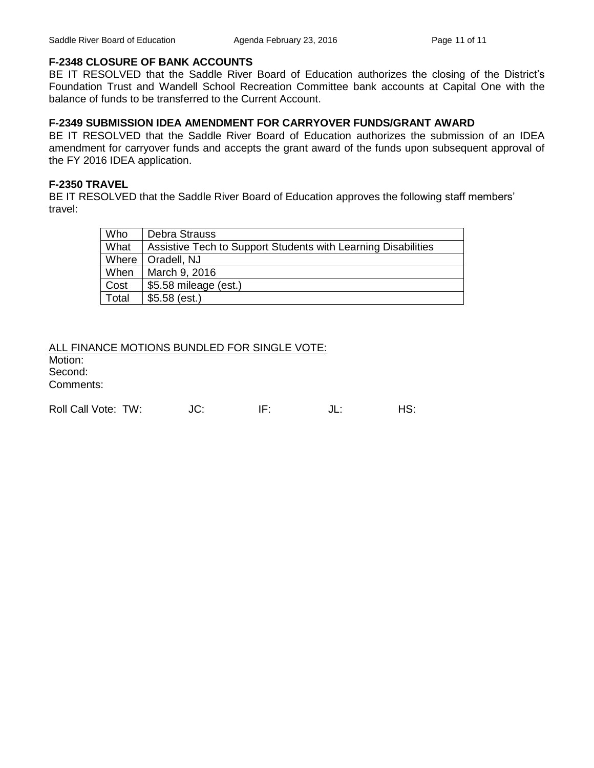### F-2348 CLOSURE OF BANK ACCOUNTS

BE IT RESOLVED that the Saddle River Board of Education authorizes the closing of the District's Foundation Trust and Wandell School Recreation Committee bank accounts at Capital One with the balance of funds to be transferred to the Current Account.

### F-2349 SUBMISSION IDEA AMENDMENT FOR CARRYOVER FUNDS/GRANT AWARD

BE IT RESOLVED that the Saddle River Board of Education authorizes the submission of an IDEA amendment for carryover funds and accepts the grant award of the funds upon subsequent approval of the FY 2016 IDEA application.

### F-2350 TRAVEL

BE IT RESOLVED that the Saddle River Board of Education approves the following staff members' travel:

| | |
|---|---|
| Who | Debra Strauss |
| What | Assistive Tech to Support Students with Learning Disabilities |
| Where | Oradell, NJ |
| When | March 9, 2016 |
| Cost | $5.58 mileage (est.) |
| Total | $5.58 (est.) |

ALL FINANCE MOTIONS BUNDLED FOR SINGLE VOTE:

Motion:
Second:
Comments:

Roll Call Vote: TW: JC: IF: JL: HS: